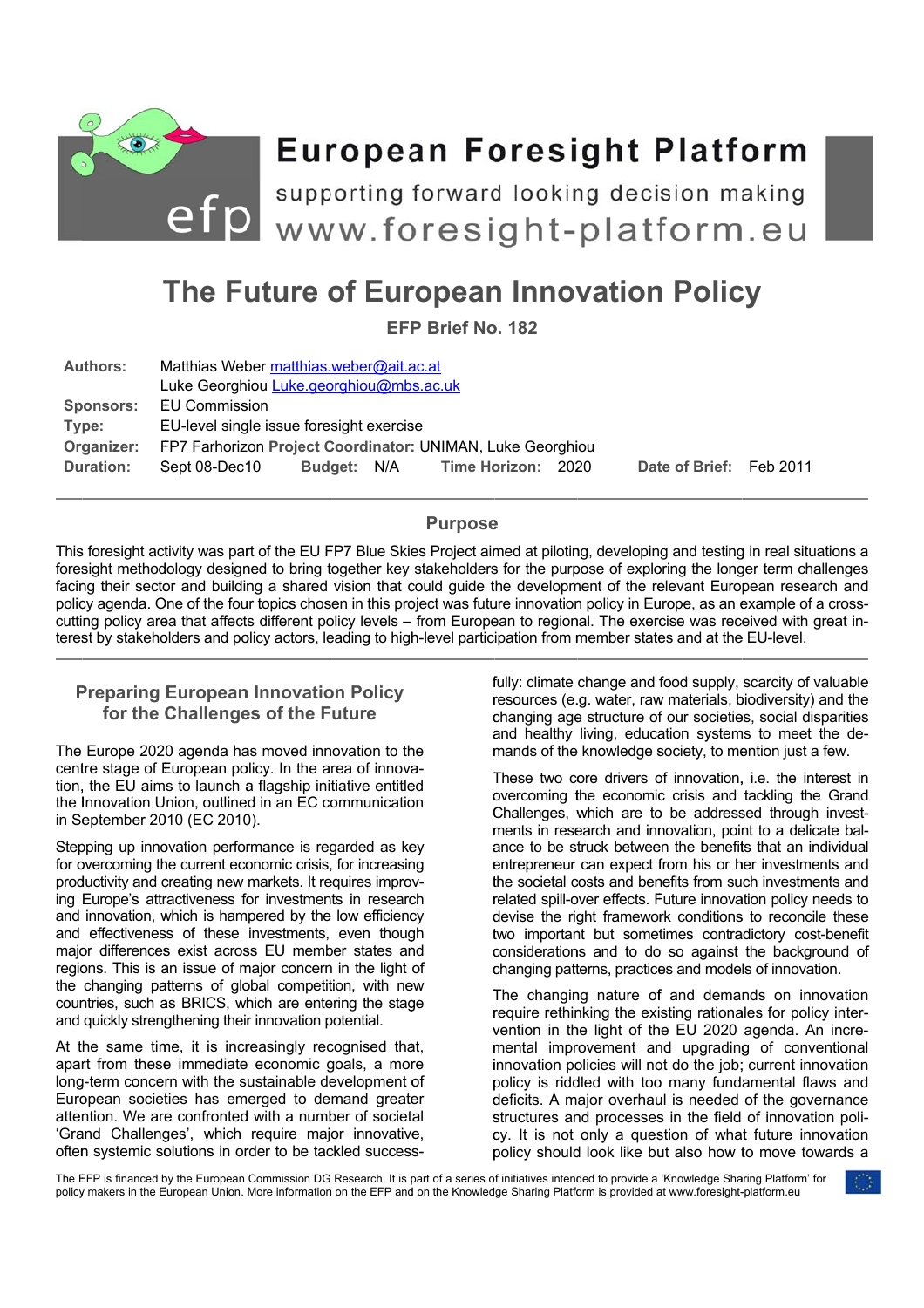# European Foresight Platform

supporting forward looking decision making

www.foresight-platform.eu

# The Future of European Innovation Policy

**EFP Brief No. 182**

| | |
|---|---|
| **Authors:** | Matthias Weber matthias.weber@ait.ac.at<br>Luke Georghiou Luke.georghiou@mbs.ac.uk |
| **Sponsors:** | EU Commission |
| **Type:** | EU-level single issue foresight exercise |
| **Organizer:** | FP7 Farhorizon Project Coordinator: UNIMAN, Luke Georghiou |
| **Duration:** | Sept 08-Dec10 **Budget:** N/A **Time Horizon:** 2020 **Date of Brief:** Feb 2011 |

## Purpose

This foresight activity was part of the EU FP7 Blue Skies Project aimed at piloting, developing and testing in real situations a foresight methodology designed to bring together key stakeholders for the purpose of exploring the longer term challenges facing their sector and building a shared vision that could guide the development of the relevant European research and policy agenda. One of the four topics chosen in this project was future innovation policy in Europe, as an example of a cross-cutting policy area that affects different policy levels – from European to regional. The exercise was received with great interest by stakeholders and policy actors, leading to high-level participation from member states and at the EU-level.

## Preparing European Innovation Policy for the Challenges of the Future

The Europe 2020 agenda has moved innovation to the centre stage of European policy. In the area of innovation, the EU aims to launch a flagship initiative entitled the Innovation Union, outlined in an EC communication in September 2010 (EC 2010).

Stepping up innovation performance is regarded as key for overcoming the current economic crisis, for increasing productivity and creating new markets. It requires improving Europe's attractiveness for investments in research and innovation, which is hampered by the low efficiency and effectiveness of these investments, even though major differences exist across EU member states and regions. This is an issue of major concern in the light of the changing patterns of global competition, with new countries, such as BRICS, which are entering the stage and quickly strengthening their innovation potential.

At the same time, it is increasingly recognised that, apart from these immediate economic goals, a more long-term concern with the sustainable development of European societies has emerged to demand greater attention. We are confronted with a number of societal 'Grand Challenges', which require major innovative, often systemic solutions in order to be tackled successfully: climate change and food supply, scarcity of valuable resources (e.g. water, raw materials, biodiversity) and the changing age structure of our societies, social disparities and healthy living, education systems to meet the demands of the knowledge society, to mention just a few.

These two core drivers of innovation, i.e. the interest in overcoming the economic crisis and tackling the Grand Challenges, which are to be addressed through investments in research and innovation, point to a delicate balance to be struck between the benefits that an individual entrepreneur can expect from his or her investments and the societal costs and benefits from such investments and related spill-over effects. Future innovation policy needs to devise the right framework conditions to reconcile these two important but sometimes contradictory cost-benefit considerations and to do so against the background of changing patterns, practices and models of innovation.

The changing nature of and demands on innovation require rethinking the existing rationales for policy intervention in the light of the EU 2020 agenda. An incremental improvement and upgrading of conventional innovation policies will not do the job; current innovation policy is riddled with too many fundamental flaws and deficits. A major overhaul is needed of the governance structures and processes in the field of innovation policy. It is not only a question of what future innovation policy should look like but also how to move towards a

The EFP is financed by the European Commission DG Research. It is part of a series of initiatives intended to provide a 'Knowledge Sharing Platform' for policy makers in the European Union. More information on the EFP and on the Knowledge Sharing Platform is provided at www.foresight-platform.eu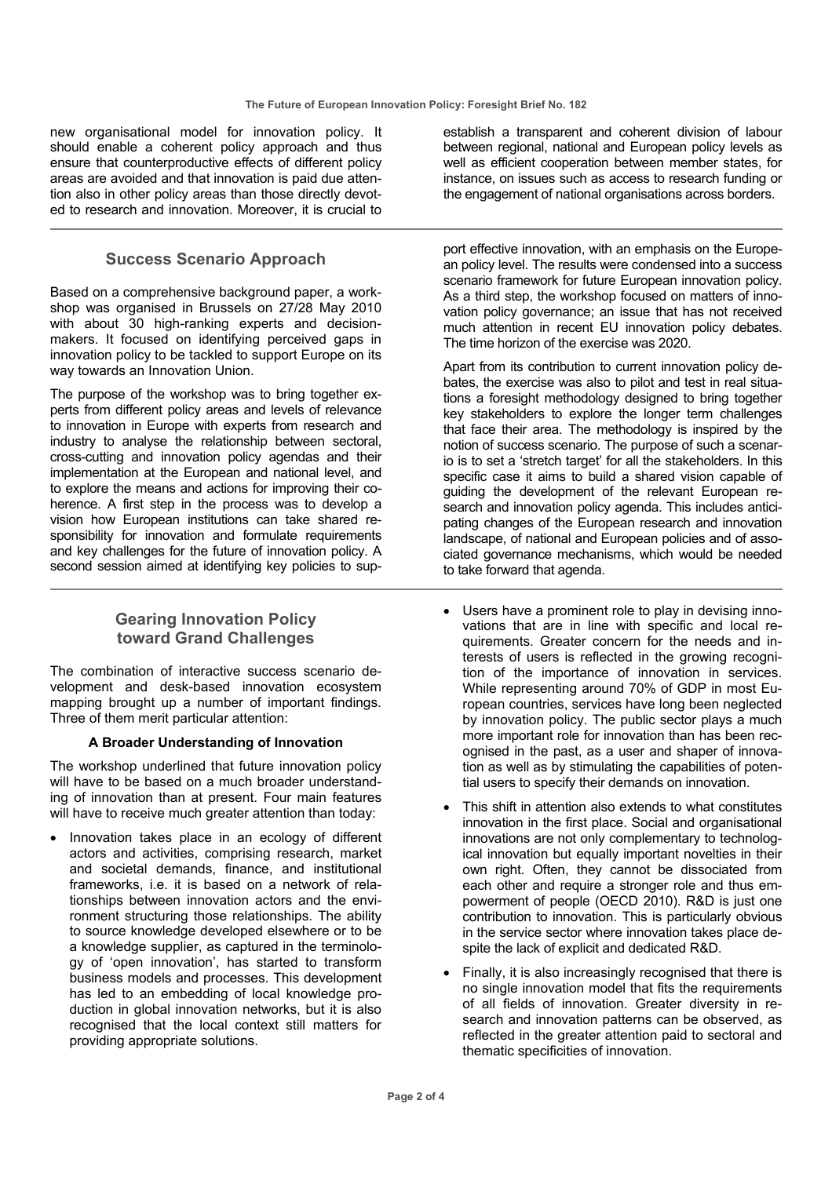new organisational model for innovation policy. It should enable a coherent policy approach and thus ensure that counterproductive effects of different policy areas are avoided and that innovation is paid due attention also in other policy areas than those directly devoted to research and innovation. Moreover, it is crucial to establish a transparent and coherent division of labour between regional, national and European policy levels as well as efficient cooperation between member states, for instance, on issues such as access to research funding or the engagement of national organisations across borders.

## Success Scenario Approach

Based on a comprehensive background paper, a workshop was organised in Brussels on 27/28 May 2010 with about 30 high-ranking experts and decision-makers. It focused on identifying perceived gaps in innovation policy to be tackled to support Europe on its way towards an Innovation Union.

The purpose of the workshop was to bring together experts from different policy areas and levels of relevance to innovation in Europe with experts from research and industry to analyse the relationship between sectoral, cross-cutting and innovation policy agendas and their implementation at the European and national level, and to explore the means and actions for improving their coherence. A first step in the process was to develop a vision how European institutions can take shared responsibility for innovation and formulate requirements and key challenges for the future of innovation policy. A second session aimed at identifying key policies to support effective innovation, with an emphasis on the European policy level. The results were condensed into a success scenario framework for future European innovation policy. As a third step, the workshop focused on matters of innovation policy governance; an issue that has not received much attention in recent EU innovation policy debates. The time horizon of the exercise was 2020.

Apart from its contribution to current innovation policy debates, the exercise was also to pilot and test in real situations a foresight methodology designed to bring together key stakeholders to explore the longer term challenges that face their area. The methodology is inspired by the notion of success scenario. The purpose of such a scenario is to set a 'stretch target' for all the stakeholders. In this specific case it aims to build a shared vision capable of guiding the development of the relevant European research and innovation policy agenda. This includes anticipating changes of the European research and innovation landscape, of national and European policies and of associated governance mechanisms, which would be needed to take forward that agenda.

## Gearing Innovation Policy toward Grand Challenges

The combination of interactive success scenario development and desk-based innovation ecosystem mapping brought up a number of important findings. Three of them merit particular attention:

### A Broader Understanding of Innovation

The workshop underlined that future innovation policy will have to be based on a much broader understanding of innovation than at present. Four main features will have to receive much greater attention than today:

- Innovation takes place in an ecology of different actors and activities, comprising research, market and societal demands, finance, and institutional frameworks, i.e. it is based on a network of relationships between innovation actors and the environment structuring those relationships. The ability to source knowledge developed elsewhere or to be a knowledge supplier, as captured in the terminology of 'open innovation', has started to transform business models and processes. This development has led to an embedding of local knowledge production in global innovation networks, but it is also recognised that the local context still matters for providing appropriate solutions.
- Users have a prominent role to play in devising innovations that are in line with specific and local requirements. Greater concern for the needs and interests of users is reflected in the growing recognition of the importance of innovation in services. While representing around 70% of GDP in most European countries, services have long been neglected by innovation policy. The public sector plays a much more important role for innovation than has been recognised in the past, as a user and shaper of innovation as well as by stimulating the capabilities of potential users to specify their demands on innovation.
- This shift in attention also extends to what constitutes innovation in the first place. Social and organisational innovations are not only complementary to technological innovation but equally important novelties in their own right. Often, they cannot be dissociated from each other and require a stronger role and thus empowerment of people (OECD 2010). R&D is just one contribution to innovation. This is particularly obvious in the service sector where innovation takes place despite the lack of explicit and dedicated R&D.
- Finally, it is also increasingly recognised that there is no single innovation model that fits the requirements of all fields of innovation. Greater diversity in research and innovation patterns can be observed, as reflected in the greater attention paid to sectoral and thematic specificities of innovation.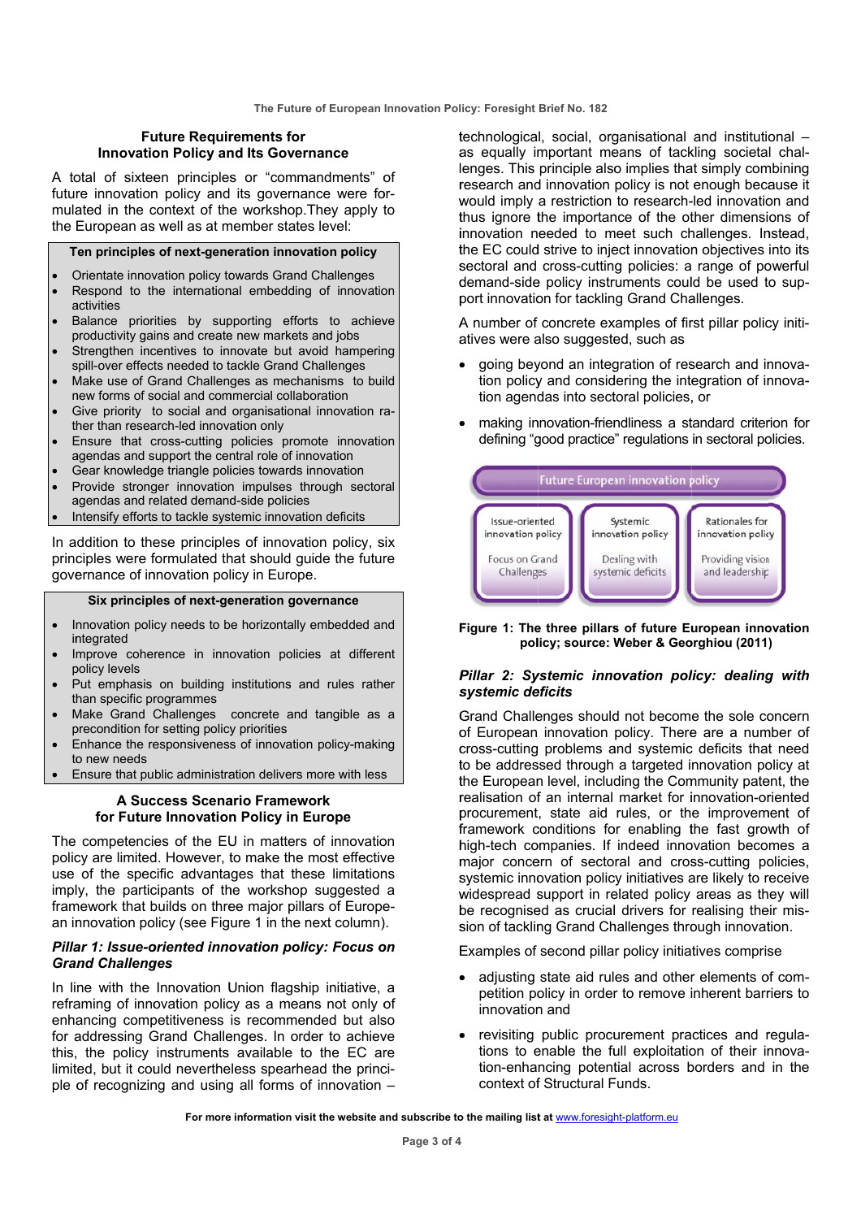### Future Requirements for Innovation Policy and Its Governance

A total of sixteen principles or "commandments" of future innovation policy and its governance were formulated in the context of the workshop.They apply to the European as well as at member states level:

**Ten principles of next-generation innovation policy**

- Orientate innovation policy towards Grand Challenges
- Respond to the international embedding of innovation activities
- Balance priorities by supporting efforts to achieve productivity gains and create new markets and jobs
- Strengthen incentives to innovate but avoid hampering spill-over effects needed to tackle Grand Challenges
- Make use of Grand Challenges as mechanisms to build new forms of social and commercial collaboration
- Give priority to social and organisational innovation rather than research-led innovation only
- Ensure that cross-cutting policies promote innovation agendas and support the central role of innovation
- Gear knowledge triangle policies towards innovation
- Provide stronger innovation impulses through sectoral agendas and related demand-side policies
- Intensify efforts to tackle systemic innovation deficits

In addition to these principles of innovation policy, six principles were formulated that should guide the future governance of innovation policy in Europe.

**Six principles of next-generation governance**

- Innovation policy needs to be horizontally embedded and integrated
- Improve coherence in innovation policies at different policy levels
- Put emphasis on building institutions and rules rather than specific programmes
- Make Grand Challenges concrete and tangible as a precondition for setting policy priorities
- Enhance the responsiveness of innovation policy-making to new needs
- Ensure that public administration delivers more with less

### A Success Scenario Framework for Future Innovation Policy in Europe

The competencies of the EU in matters of innovation policy are limited. However, to make the most effective use of the specific advantages that these limitations imply, the participants of the workshop suggested a framework that builds on three major pillars of European innovation policy (see Figure 1 in the next column).

#### *Pillar 1: Issue-oriented innovation policy: Focus on Grand Challenges*

In line with the Innovation Union flagship initiative, a reframing of innovation policy as a means not only of enhancing competitiveness is recommended but also for addressing Grand Challenges. In order to achieve this, the policy instruments available to the EC are limited, but it could nevertheless spearhead the principle of recognizing and using all forms of innovation – technological, social, organisational and institutional – as equally important means of tackling societal challenges. This principle also implies that simply combining research and innovation policy is not enough because it would imply a restriction to research-led innovation and thus ignore the importance of the other dimensions of innovation needed to meet such challenges. Instead, the EC could strive to inject innovation objectives into its sectoral and cross-cutting policies: a range of powerful demand-side policy instruments could be used to support innovation for tackling Grand Challenges.

A number of concrete examples of first pillar policy initiatives were also suggested, such as

- going beyond an integration of research and innovation policy and considering the integration of innovation agendas into sectoral policies, or
- making innovation-friendliness a standard criterion for defining "good practice" regulations in sectoral policies.

| Future European innovation policy | | |
|---|---|---|
| Issue-oriented innovation policy<br>Focus on Grand Challenges | Systemic innovation policy<br>Dealing with systemic deficits | Rationales for innovation policy<br>Providing vision and leadership |

**Figure 1: The three pillars of future European innovation policy; source: Weber & Georghiou (2011)**

#### *Pillar 2: Systemic innovation policy: dealing with systemic deficits*

Grand Challenges should not become the sole concern of European innovation policy. There are a number of cross-cutting problems and systemic deficits that need to be addressed through a targeted innovation policy at the European level, including the Community patent, the realisation of an internal market for innovation-oriented procurement, state aid rules, or the improvement of framework conditions for enabling the fast growth of high-tech companies. If indeed innovation becomes a major concern of sectoral and cross-cutting policies, systemic innovation policy initiatives are likely to receive widespread support in related policy areas as they will be recognised as crucial drivers for realising their mission of tackling Grand Challenges through innovation.

Examples of second pillar policy initiatives comprise

- adjusting state aid rules and other elements of competition policy in order to remove inherent barriers to innovation and
- revisiting public procurement practices and regulations to enable the full exploitation of their innovation-enhancing potential across borders and in the context of Structural Funds.

**For more information visit the website and subscribe to the mailing list at [www.foresight-platform.eu](http://www.foresight-platform.eu)**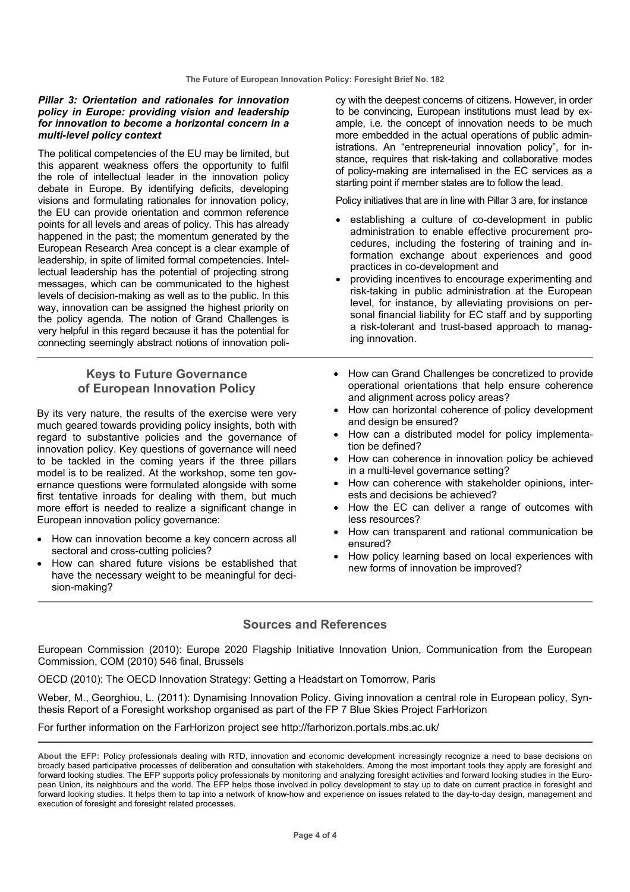***Pillar 3: Orientation and rationales for innovation policy in Europe: providing vision and leadership for innovation to become a horizontal concern in a multi-level policy context***

The political competencies of the EU may be limited, but this apparent weakness offers the opportunity to fulfil the role of intellectual leader in the innovation policy debate in Europe. By identifying deficits, developing visions and formulating rationales for innovation policy, the EU can provide orientation and common reference points for all levels and areas of policy. This has already happened in the past; the momentum generated by the European Research Area concept is a clear example of leadership, in spite of limited formal competencies. Intellectual leadership has the potential of projecting strong messages, which can be communicated to the highest levels of decision-making as well as to the public. In this way, innovation can be assigned the highest priority on the policy agenda. The notion of Grand Challenges is very helpful in this regard because it has the potential for connecting seemingly abstract notions of innovation policy with the deepest concerns of citizens. However, in order to be convincing, European institutions must lead by example, i.e. the concept of innovation needs to be much more embedded in the actual operations of public administrations. An "entrepreneurial innovation policy", for instance, requires that risk-taking and collaborative modes of policy-making are internalised in the EC services as a starting point if member states are to follow the lead.

Policy initiatives that are in line with Pillar 3 are, for instance

- establishing a culture of co-development in public administration to enable effective procurement procedures, including the fostering of training and information exchange about experiences and good practices in co-development and
- providing incentives to encourage experimenting and risk-taking in public administration at the European level, for instance, by alleviating provisions on personal financial liability for EC staff and by supporting a risk-tolerant and trust-based approach to managing innovation.

## Keys to Future Governance of European Innovation Policy

By its very nature, the results of the exercise were very much geared towards providing policy insights, both with regard to substantive policies and the governance of innovation policy. Key questions of governance will need to be tackled in the coming years if the three pillars model is to be realized. At the workshop, some ten governance questions were formulated alongside with some first tentative inroads for dealing with them, but much more effort is needed to realize a significant change in European innovation policy governance:

- How can innovation become a key concern across all sectoral and cross-cutting policies?
- How can shared future visions be established that have the necessary weight to be meaningful for decision-making?
- How can Grand Challenges be concretized to provide operational orientations that help ensure coherence and alignment across policy areas?
- How can horizontal coherence of policy development and design be ensured?
- How can a distributed model for policy implementation be defined?
- How can coherence in innovation policy be achieved in a multi-level governance setting?
- How can coherence with stakeholder opinions, interests and decisions be achieved?
- How the EC can deliver a range of outcomes with less resources?
- How can transparent and rational communication be ensured?
- How policy learning based on local experiences with new forms of innovation be improved?

## Sources and References

European Commission (2010): Europe 2020 Flagship Initiative Innovation Union, Communication from the European Commission, COM (2010) 546 final, Brussels

OECD (2010): The OECD Innovation Strategy: Getting a Headstart on Tomorrow, Paris

Weber, M., Georghiou, L. (2011): Dynamising Innovation Policy. Giving innovation a central role in European policy, Synthesis Report of a Foresight workshop organised as part of the FP 7 Blue Skies Project FarHorizon

For further information on the FarHorizon project see http://farhorizon.portals.mbs.ac.uk/

**About the EFP:** Policy professionals dealing with RTD, innovation and economic development increasingly recognize a need to base decisions on broadly based participative processes of deliberation and consultation with stakeholders. Among the most important tools they apply are foresight and forward looking studies. The EFP supports policy professionals by monitoring and analyzing foresight activities and forward looking studies in the European Union, its neighbours and the world. The EFP helps those involved in policy development to stay up to date on current practice in foresight and forward looking studies. It helps them to tap into a network of know-how and experience on issues related to the day-to-day design, management and execution of foresight and foresight related processes.